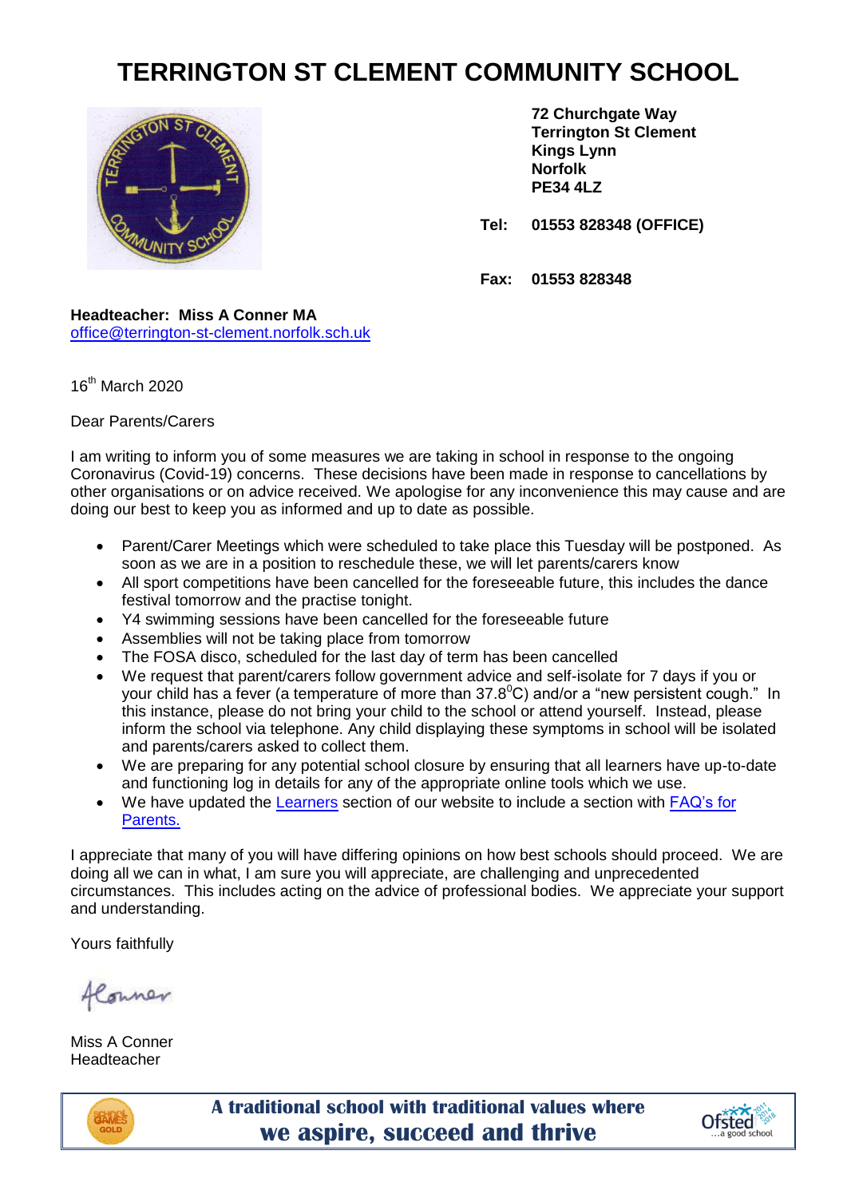# TERRINGTON ST CLEMENT COMMUNITY SCHOOL

**72 Churchgate Way**
**Terrington St Clement**
**Kings Lynn**
**Norfolk**
**PE34 4LZ**

**Tel: 01553 828348 (OFFICE)**

**Fax: 01553 828348**

**Headteacher: Miss A Conner MA**
office@terrington-st-clement.norfolk.sch.uk

16th March 2020

Dear Parents/Carers

I am writing to inform you of some measures we are taking in school in response to the ongoing Coronavirus (Covid-19) concerns. These decisions have been made in response to cancellations by other organisations or on advice received. We apologise for any inconvenience this may cause and are doing our best to keep you as informed and up to date as possible.

- Parent/Carer Meetings which were scheduled to take place this Tuesday will be postponed. As soon as we are in a position to reschedule these, we will let parents/carers know
- All sport competitions have been cancelled for the foreseeable future, this includes the dance festival tomorrow and the practise tonight.
- Y4 swimming sessions have been cancelled for the foreseeable future
- Assemblies will not be taking place from tomorrow
- The FOSA disco, scheduled for the last day of term has been cancelled
- We request that parent/carers follow government advice and self-isolate for 7 days if you or your child has a fever (a temperature of more than 37.8$^{0}$C) and/or a "new persistent cough." In this instance, please do not bring your child to the school or attend yourself. Instead, please inform the school via telephone. Any child displaying these symptoms in school will be isolated and parents/carers asked to collect them.
- We are preparing for any potential school closure by ensuring that all learners have up-to-date and functioning log in details for any of the appropriate online tools which we use.
- We have updated the Learners section of our website to include a section with FAQ's for Parents.

I appreciate that many of you will have differing opinions on how best schools should proceed. We are doing all we can in what, I am sure you will appreciate, are challenging and unprecedented circumstances. This includes acting on the advice of professional bodies. We appreciate your support and understanding.

Yours faithfully

AConner

Miss A Conner
Headteacher

**A traditional school with traditional values where we aspire, succeed and thrive**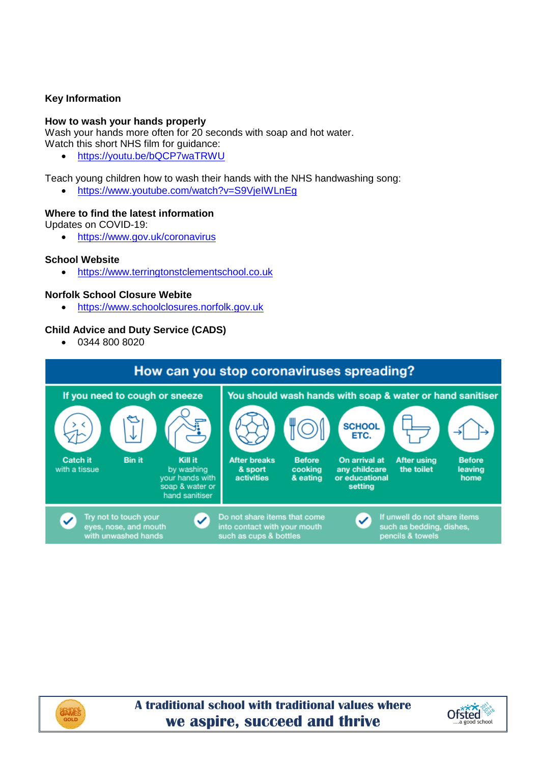**Key Information**

**How to wash your hands properly**

Wash your hands more often for 20 seconds with soap and hot water.
Watch this short NHS film for guidance:

- https://youtu.be/bQCP7waTRWU

Teach young children how to wash their hands with the NHS handwashing song:

- https://www.youtube.com/watch?v=S9VjeIWLnEg

**Where to find the latest information**

Updates on COVID-19:

- https://www.gov.uk/coronavirus

**School Website**

- https://www.terringtonstclementschool.co.uk

**Norfolk School Closure Webite**

- https://www.schoolclosures.norfolk.gov.uk

**Child Advice and Duty Service (CADS)**

- 0344 800 8020

## How can you stop coronaviruses spreading?

**If you need to cough or sneeze**

- **Catch it** with a tissue
- **Bin it**
- **Kill it** by washing your hands with soap & water or hand sanitiser

**You should wash hands with soap & water or hand sanitiser**

- After breaks & sport activities
- Before cooking & eating
- On arrival at any childcare or educational setting
- After using the toilet
- Before leaving home

- Try not to touch your eyes, nose, and mouth with unwashed hands
- Do not share items that come into contact with your mouth such as cups & bottles
- If unwell do not share items such as bedding, dishes, pencils & towels

A traditional school with traditional values where we aspire, succeed and thrive